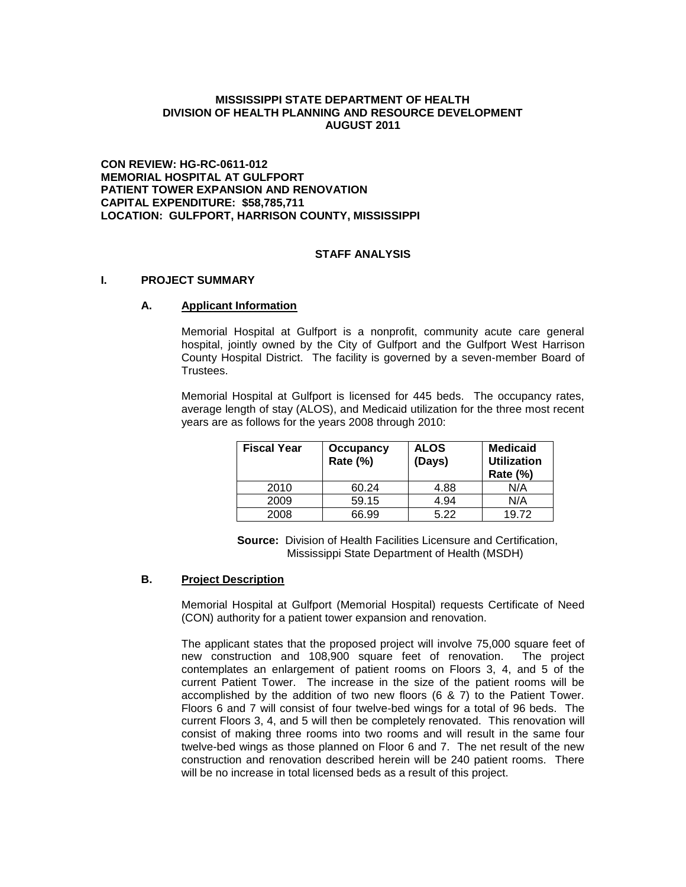**MISSISSIPPI STATE DEPARTMENT OF HEALTH**
**DIVISION OF HEALTH PLANNING AND RESOURCE DEVELOPMENT**
**AUGUST 2011**

**CON REVIEW: HG-RC-0611-012**
**MEMORIAL HOSPITAL AT GULFPORT**
**PATIENT TOWER EXPANSION AND RENOVATION**
**CAPITAL EXPENDITURE: $58,785,711**
**LOCATION: GULFPORT, HARRISON COUNTY, MISSISSIPPI**

## STAFF ANALYSIS

### I. PROJECT SUMMARY

#### A. Applicant Information

Memorial Hospital at Gulfport is a nonprofit, community acute care general hospital, jointly owned by the City of Gulfport and the Gulfport West Harrison County Hospital District. The facility is governed by a seven-member Board of Trustees.

Memorial Hospital at Gulfport is licensed for 445 beds. The occupancy rates, average length of stay (ALOS), and Medicaid utilization for the three most recent years are as follows for the years 2008 through 2010:

| Fiscal Year | Occupancy Rate (%) | ALOS (Days) | Medicaid Utilization Rate (%) |
|---|---|---|---|
| 2010 | 60.24 | 4.88 | N/A |
| 2009 | 59.15 | 4.94 | N/A |
| 2008 | 66.99 | 5.22 | 19.72 |

**Source:** Division of Health Facilities Licensure and Certification, Mississippi State Department of Health (MSDH)

#### B. Project Description

Memorial Hospital at Gulfport (Memorial Hospital) requests Certificate of Need (CON) authority for a patient tower expansion and renovation.

The applicant states that the proposed project will involve 75,000 square feet of new construction and 108,900 square feet of renovation. The project contemplates an enlargement of patient rooms on Floors 3, 4, and 5 of the current Patient Tower. The increase in the size of the patient rooms will be accomplished by the addition of two new floors (6 & 7) to the Patient Tower. Floors 6 and 7 will consist of four twelve-bed wings for a total of 96 beds. The current Floors 3, 4, and 5 will then be completely renovated. This renovation will consist of making three rooms into two rooms and will result in the same four twelve-bed wings as those planned on Floor 6 and 7. The net result of the new construction and renovation described herein will be 240 patient rooms. There will be no increase in total licensed beds as a result of this project.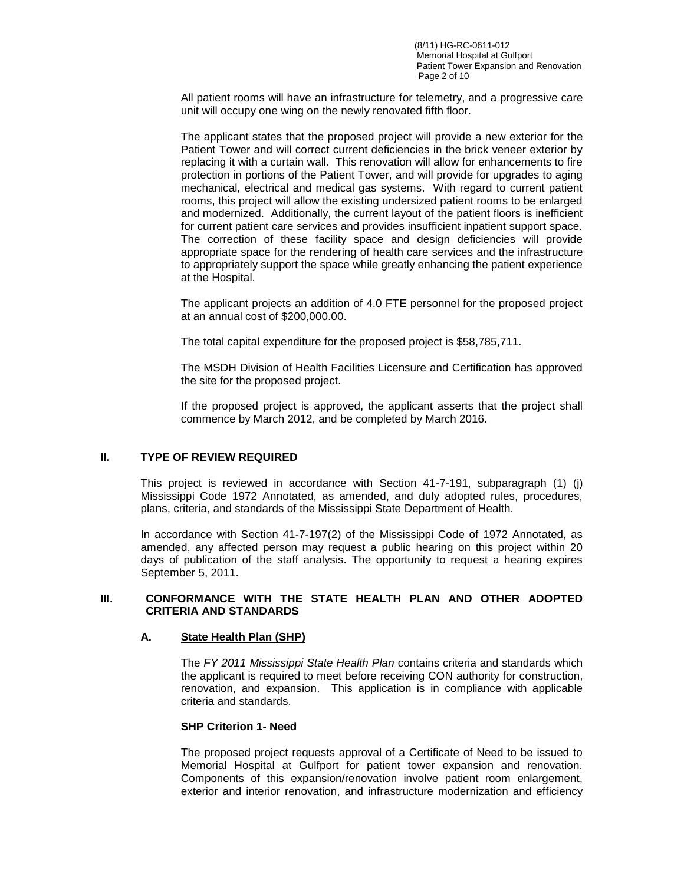All patient rooms will have an infrastructure for telemetry, and a progressive care unit will occupy one wing on the newly renovated fifth floor.

The applicant states that the proposed project will provide a new exterior for the Patient Tower and will correct current deficiencies in the brick veneer exterior by replacing it with a curtain wall. This renovation will allow for enhancements to fire protection in portions of the Patient Tower, and will provide for upgrades to aging mechanical, electrical and medical gas systems. With regard to current patient rooms, this project will allow the existing undersized patient rooms to be enlarged and modernized. Additionally, the current layout of the patient floors is inefficient for current patient care services and provides insufficient inpatient support space. The correction of these facility space and design deficiencies will provide appropriate space for the rendering of health care services and the infrastructure to appropriately support the space while greatly enhancing the patient experience at the Hospital.

The applicant projects an addition of 4.0 FTE personnel for the proposed project at an annual cost of $200,000.00.

The total capital expenditure for the proposed project is $58,785,711.

The MSDH Division of Health Facilities Licensure and Certification has approved the site for the proposed project.

If the proposed project is approved, the applicant asserts that the project shall commence by March 2012, and be completed by March 2016.

## II. TYPE OF REVIEW REQUIRED

This project is reviewed in accordance with Section 41-7-191, subparagraph (1) (j) Mississippi Code 1972 Annotated, as amended, and duly adopted rules, procedures, plans, criteria, and standards of the Mississippi State Department of Health.

In accordance with Section 41-7-197(2) of the Mississippi Code of 1972 Annotated, as amended, any affected person may request a public hearing on this project within 20 days of publication of the staff analysis. The opportunity to request a hearing expires September 5, 2011.

## III. CONFORMANCE WITH THE STATE HEALTH PLAN AND OTHER ADOPTED CRITERIA AND STANDARDS

### A. State Health Plan (SHP)

The *FY 2011 Mississippi State Health Plan* contains criteria and standards which the applicant is required to meet before receiving CON authority for construction, renovation, and expansion. This application is in compliance with applicable criteria and standards.

**SHP Criterion 1- Need**

The proposed project requests approval of a Certificate of Need to be issued to Memorial Hospital at Gulfport for patient tower expansion and renovation. Components of this expansion/renovation involve patient room enlargement, exterior and interior renovation, and infrastructure modernization and efficiency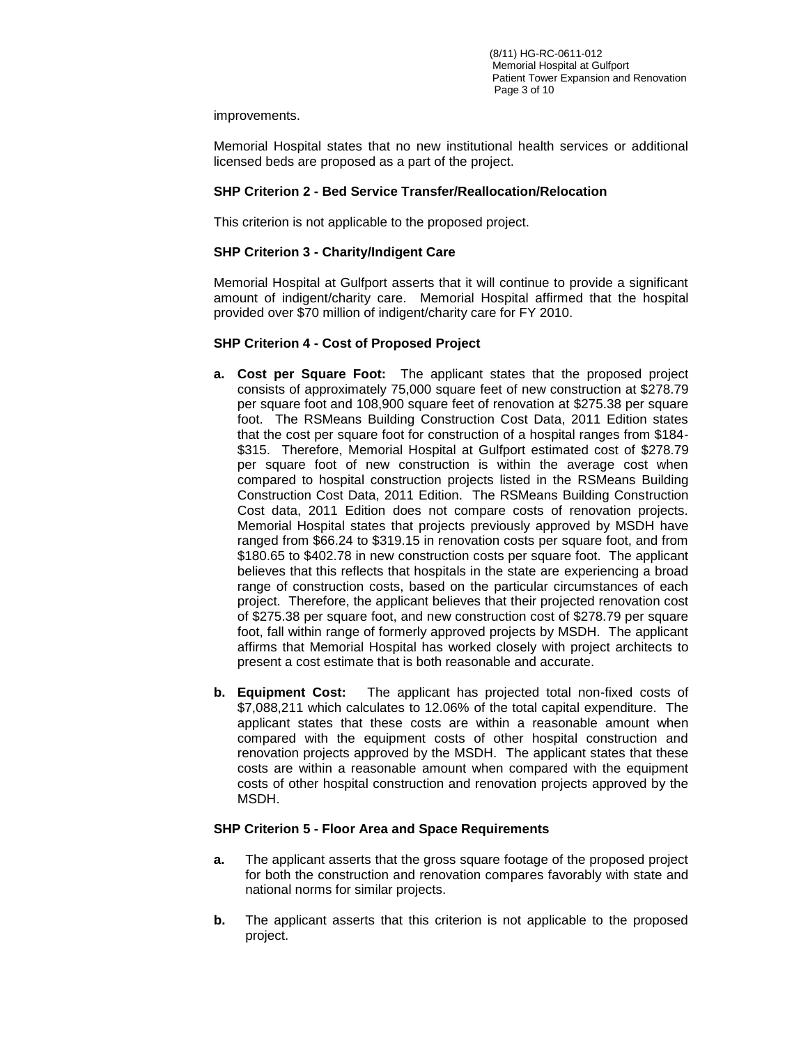improvements.

Memorial Hospital states that no new institutional health services or additional licensed beds are proposed as a part of the project.

**SHP Criterion 2 - Bed Service Transfer/Reallocation/Relocation**

This criterion is not applicable to the proposed project.

**SHP Criterion 3 - Charity/Indigent Care**

Memorial Hospital at Gulfport asserts that it will continue to provide a significant amount of indigent/charity care. Memorial Hospital affirmed that the hospital provided over $70 million of indigent/charity care for FY 2010.

**SHP Criterion 4 - Cost of Proposed Project**

- **a. Cost per Square Foot:** The applicant states that the proposed project consists of approximately 75,000 square feet of new construction at $278.79 per square foot and 108,900 square feet of renovation at $275.38 per square foot. The RSMeans Building Construction Cost Data, 2011 Edition states that the cost per square foot for construction of a hospital ranges from $184-$315. Therefore, Memorial Hospital at Gulfport estimated cost of $278.79 per square foot of new construction is within the average cost when compared to hospital construction projects listed in the RSMeans Building Construction Cost Data, 2011 Edition. The RSMeans Building Construction Cost data, 2011 Edition does not compare costs of renovation projects. Memorial Hospital states that projects previously approved by MSDH have ranged from $66.24 to $319.15 in renovation costs per square foot, and from $180.65 to $402.78 in new construction costs per square foot. The applicant believes that this reflects that hospitals in the state are experiencing a broad range of construction costs, based on the particular circumstances of each project. Therefore, the applicant believes that their projected renovation cost of $275.38 per square foot, and new construction cost of $278.79 per square foot, fall within range of formerly approved projects by MSDH. The applicant affirms that Memorial Hospital has worked closely with project architects to present a cost estimate that is both reasonable and accurate.

- **b. Equipment Cost:** The applicant has projected total non-fixed costs of $7,088,211 which calculates to 12.06% of the total capital expenditure. The applicant states that these costs are within a reasonable amount when compared with the equipment costs of other hospital construction and renovation projects approved by the MSDH. The applicant states that these costs are within a reasonable amount when compared with the equipment costs of other hospital construction and renovation projects approved by the MSDH.

**SHP Criterion 5 - Floor Area and Space Requirements**

- **a.** The applicant asserts that the gross square footage of the proposed project for both the construction and renovation compares favorably with state and national norms for similar projects.

- **b.** The applicant asserts that this criterion is not applicable to the proposed project.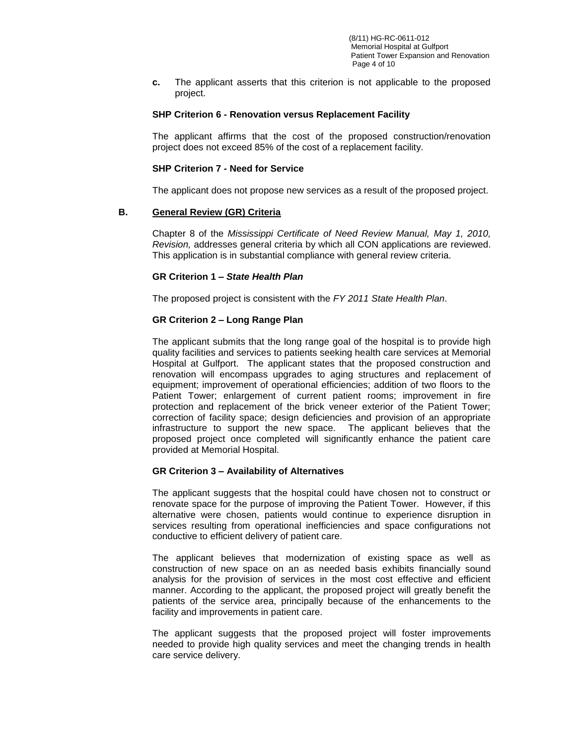**c.** The applicant asserts that this criterion is not applicable to the proposed project.

**SHP Criterion 6 - Renovation versus Replacement Facility**

The applicant affirms that the cost of the proposed construction/renovation project does not exceed 85% of the cost of a replacement facility.

**SHP Criterion 7 - Need for Service**

The applicant does not propose new services as a result of the proposed project.

## B. General Review (GR) Criteria

Chapter 8 of the *Mississippi Certificate of Need Review Manual, May 1, 2010, Revision,* addresses general criteria by which all CON applications are reviewed. This application is in substantial compliance with general review criteria.

**GR Criterion 1 – *State Health Plan***

The proposed project is consistent with the *FY 2011 State Health Plan*.

**GR Criterion 2 – Long Range Plan**

The applicant submits that the long range goal of the hospital is to provide high quality facilities and services to patients seeking health care services at Memorial Hospital at Gulfport. The applicant states that the proposed construction and renovation will encompass upgrades to aging structures and replacement of equipment; improvement of operational efficiencies; addition of two floors to the Patient Tower; enlargement of current patient rooms; improvement in fire protection and replacement of the brick veneer exterior of the Patient Tower; correction of facility space; design deficiencies and provision of an appropriate infrastructure to support the new space. The applicant believes that the proposed project once completed will significantly enhance the patient care provided at Memorial Hospital.

**GR Criterion 3 – Availability of Alternatives**

The applicant suggests that the hospital could have chosen not to construct or renovate space for the purpose of improving the Patient Tower. However, if this alternative were chosen, patients would continue to experience disruption in services resulting from operational inefficiencies and space configurations not conductive to efficient delivery of patient care.

The applicant believes that modernization of existing space as well as construction of new space on an as needed basis exhibits financially sound analysis for the provision of services in the most cost effective and efficient manner. According to the applicant, the proposed project will greatly benefit the patients of the service area, principally because of the enhancements to the facility and improvements in patient care.

The applicant suggests that the proposed project will foster improvements needed to provide high quality services and meet the changing trends in health care service delivery.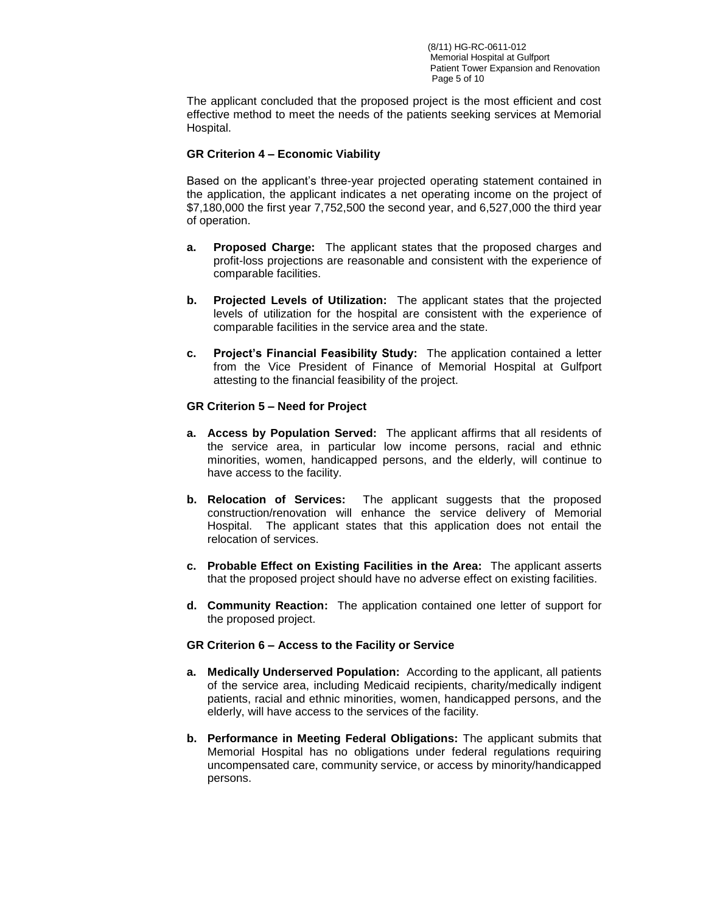The applicant concluded that the proposed project is the most efficient and cost effective method to meet the needs of the patients seeking services at Memorial Hospital.

**GR Criterion 4 – Economic Viability**

Based on the applicant's three-year projected operating statement contained in the application, the applicant indicates a net operating income on the project of $7,180,000 the first year 7,752,500 the second year, and 6,527,000 the third year of operation.

- **a. Proposed Charge:** The applicant states that the proposed charges and profit-loss projections are reasonable and consistent with the experience of comparable facilities.

- **b. Projected Levels of Utilization:** The applicant states that the projected levels of utilization for the hospital are consistent with the experience of comparable facilities in the service area and the state.

- **c. Project's Financial Feasibility Study:** The application contained a letter from the Vice President of Finance of Memorial Hospital at Gulfport attesting to the financial feasibility of the project.

**GR Criterion 5 – Need for Project**

- **a. Access by Population Served:** The applicant affirms that all residents of the service area, in particular low income persons, racial and ethnic minorities, women, handicapped persons, and the elderly, will continue to have access to the facility.

- **b. Relocation of Services:** The applicant suggests that the proposed construction/renovation will enhance the service delivery of Memorial Hospital. The applicant states that this application does not entail the relocation of services.

- **c. Probable Effect on Existing Facilities in the Area:** The applicant asserts that the proposed project should have no adverse effect on existing facilities.

- **d. Community Reaction:** The application contained one letter of support for the proposed project.

**GR Criterion 6 – Access to the Facility or Service**

- **a. Medically Underserved Population:** According to the applicant, all patients of the service area, including Medicaid recipients, charity/medically indigent patients, racial and ethnic minorities, women, handicapped persons, and the elderly, will have access to the services of the facility.

- **b. Performance in Meeting Federal Obligations:** The applicant submits that Memorial Hospital has no obligations under federal regulations requiring uncompensated care, community service, or access by minority/handicapped persons.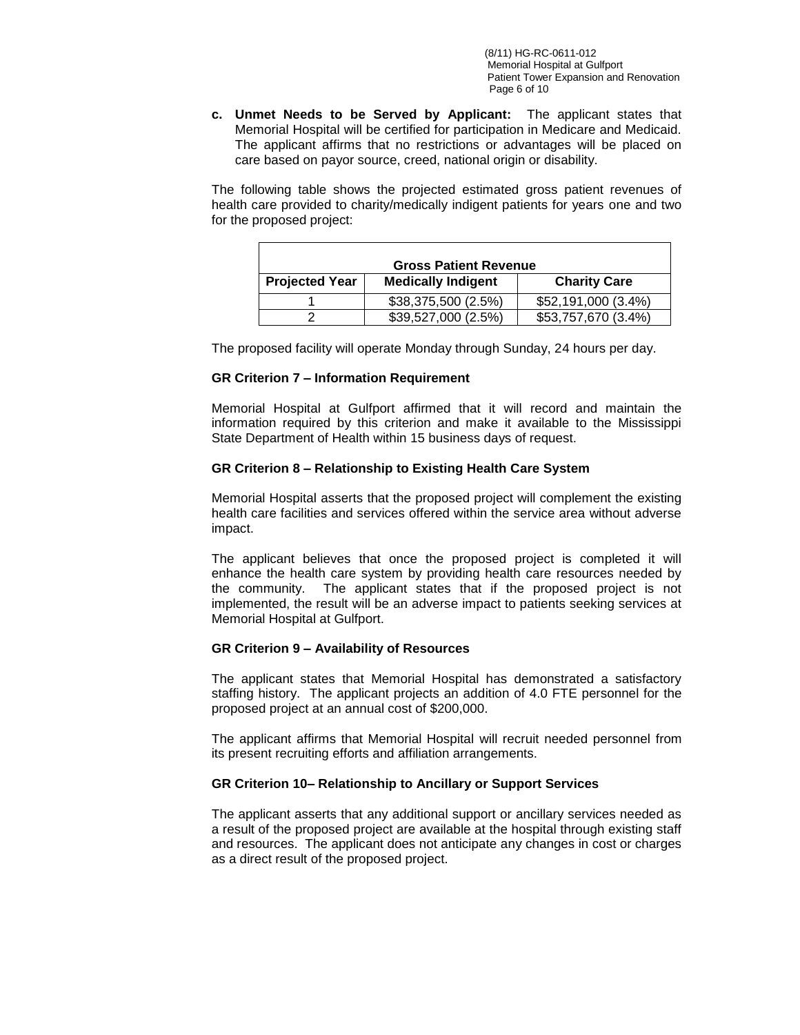**c. Unmet Needs to be Served by Applicant:** The applicant states that Memorial Hospital will be certified for participation in Medicare and Medicaid. The applicant affirms that no restrictions or advantages will be placed on care based on payor source, creed, national origin or disability.

The following table shows the projected estimated gross patient revenues of health care provided to charity/medically indigent patients for years one and two for the proposed project:

| Gross Patient Revenue | | |
|---|---|---|
| **Projected Year** | **Medically Indigent** | **Charity Care** |
| 1 | $38,375,500 (2.5%) | $52,191,000 (3.4%) |
| 2 | $39,527,000 (2.5%) | $53,757,670 (3.4%) |

The proposed facility will operate Monday through Sunday, 24 hours per day.

**GR Criterion 7 – Information Requirement**

Memorial Hospital at Gulfport affirmed that it will record and maintain the information required by this criterion and make it available to the Mississippi State Department of Health within 15 business days of request.

**GR Criterion 8 – Relationship to Existing Health Care System**

Memorial Hospital asserts that the proposed project will complement the existing health care facilities and services offered within the service area without adverse impact.

The applicant believes that once the proposed project is completed it will enhance the health care system by providing health care resources needed by the community. The applicant states that if the proposed project is not implemented, the result will be an adverse impact to patients seeking services at Memorial Hospital at Gulfport.

**GR Criterion 9 – Availability of Resources**

The applicant states that Memorial Hospital has demonstrated a satisfactory staffing history. The applicant projects an addition of 4.0 FTE personnel for the proposed project at an annual cost of $200,000.

The applicant affirms that Memorial Hospital will recruit needed personnel from its present recruiting efforts and affiliation arrangements.

**GR Criterion 10– Relationship to Ancillary or Support Services**

The applicant asserts that any additional support or ancillary services needed as a result of the proposed project are available at the hospital through existing staff and resources. The applicant does not anticipate any changes in cost or charges as a direct result of the proposed project.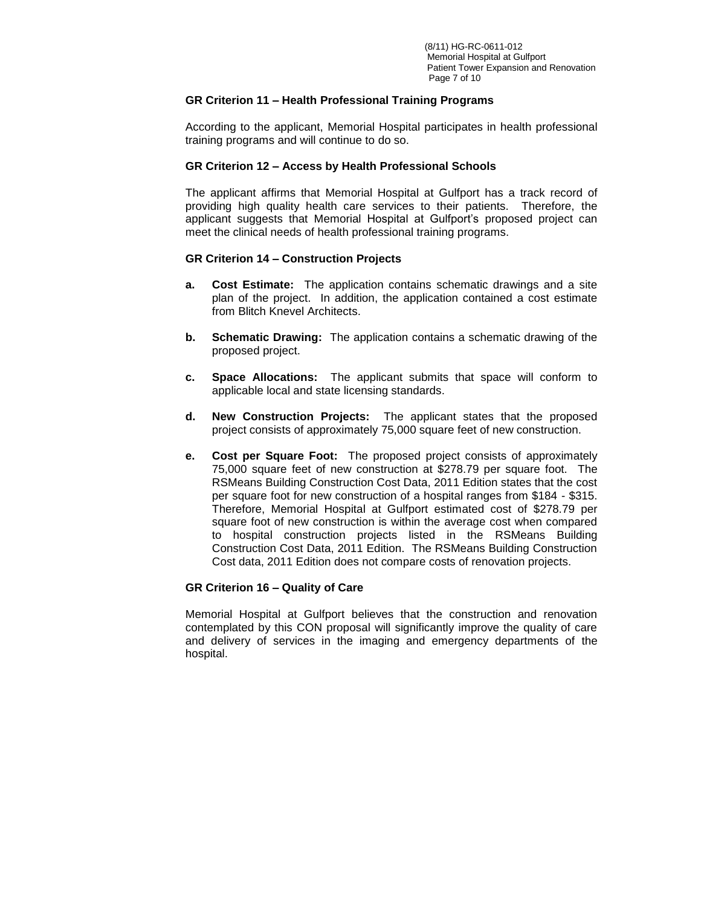### GR Criterion 11 – Health Professional Training Programs

According to the applicant, Memorial Hospital participates in health professional training programs and will continue to do so.

### GR Criterion 12 – Access by Health Professional Schools

The applicant affirms that Memorial Hospital at Gulfport has a track record of providing high quality health care services to their patients. Therefore, the applicant suggests that Memorial Hospital at Gulfport's proposed project can meet the clinical needs of health professional training programs.

### GR Criterion 14 – Construction Projects

**a. Cost Estimate:** The application contains schematic drawings and a site plan of the project. In addition, the application contained a cost estimate from Blitch Knevel Architects.

**b. Schematic Drawing:** The application contains a schematic drawing of the proposed project.

**c. Space Allocations:** The applicant submits that space will conform to applicable local and state licensing standards.

**d. New Construction Projects:** The applicant states that the proposed project consists of approximately 75,000 square feet of new construction.

**e. Cost per Square Foot:** The proposed project consists of approximately 75,000 square feet of new construction at $278.79 per square foot. The RSMeans Building Construction Cost Data, 2011 Edition states that the cost per square foot for new construction of a hospital ranges from $184 - $315. Therefore, Memorial Hospital at Gulfport estimated cost of $278.79 per square foot of new construction is within the average cost when compared to hospital construction projects listed in the RSMeans Building Construction Cost Data, 2011 Edition. The RSMeans Building Construction Cost data, 2011 Edition does not compare costs of renovation projects.

### GR Criterion 16 – Quality of Care

Memorial Hospital at Gulfport believes that the construction and renovation contemplated by this CON proposal will significantly improve the quality of care and delivery of services in the imaging and emergency departments of the hospital.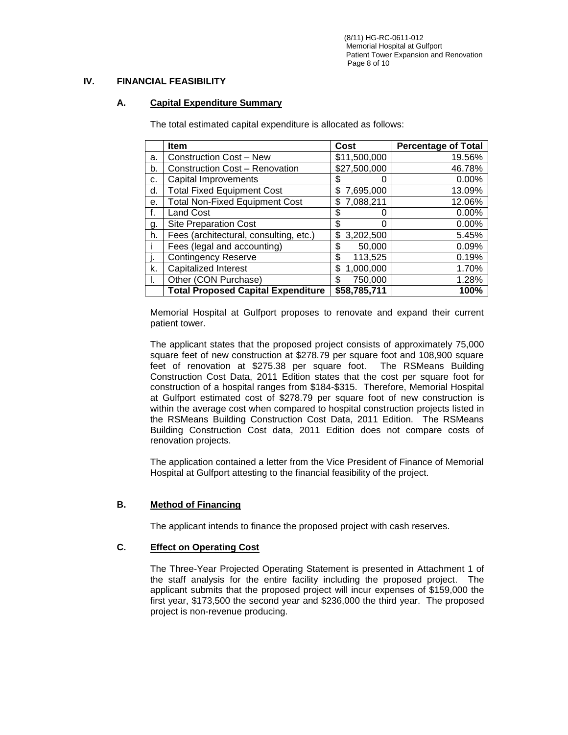## IV. FINANCIAL FEASIBILITY

### A. Capital Expenditure Summary

The total estimated capital expenditure is allocated as follows:

| | Item | Cost | Percentage of Total |
|---|---|---|---|
| a. | Construction Cost – New | $11,500,000 | 19.56% |
| b. | Construction Cost – Renovation | $27,500,000 | 46.78% |
| c. | Capital Improvements | $ 0 | 0.00% |
| d. | Total Fixed Equipment Cost | $ 7,695,000 | 13.09% |
| e. | Total Non-Fixed Equipment Cost | $ 7,088,211 | 12.06% |
| f. | Land Cost | $ 0 | 0.00% |
| g. | Site Preparation Cost | $ 0 | 0.00% |
| h. | Fees (architectural, consulting, etc.) | $ 3,202,500 | 5.45% |
| i | Fees (legal and accounting) | $ 50,000 | 0.09% |
| j. | Contingency Reserve | $ 113,525 | 0.19% |
| k. | Capitalized Interest | $ 1,000,000 | 1.70% |
| l. | Other (CON Purchase) | $ 750,000 | 1.28% |
| | **Total Proposed Capital Expenditure** | **$58,785,711** | **100%** |

Memorial Hospital at Gulfport proposes to renovate and expand their current patient tower.

The applicant states that the proposed project consists of approximately 75,000 square feet of new construction at $278.79 per square foot and 108,900 square feet of renovation at $275.38 per square foot. The RSMeans Building Construction Cost Data, 2011 Edition states that the cost per square foot for construction of a hospital ranges from $184-$315. Therefore, Memorial Hospital at Gulfport estimated cost of $278.79 per square foot of new construction is within the average cost when compared to hospital construction projects listed in the RSMeans Building Construction Cost Data, 2011 Edition. The RSMeans Building Construction Cost data, 2011 Edition does not compare costs of renovation projects.

The application contained a letter from the Vice President of Finance of Memorial Hospital at Gulfport attesting to the financial feasibility of the project.

### B. Method of Financing

The applicant intends to finance the proposed project with cash reserves.

### C. Effect on Operating Cost

The Three-Year Projected Operating Statement is presented in Attachment 1 of the staff analysis for the entire facility including the proposed project. The applicant submits that the proposed project will incur expenses of $159,000 the first year, $173,500 the second year and $236,000 the third year. The proposed project is non-revenue producing.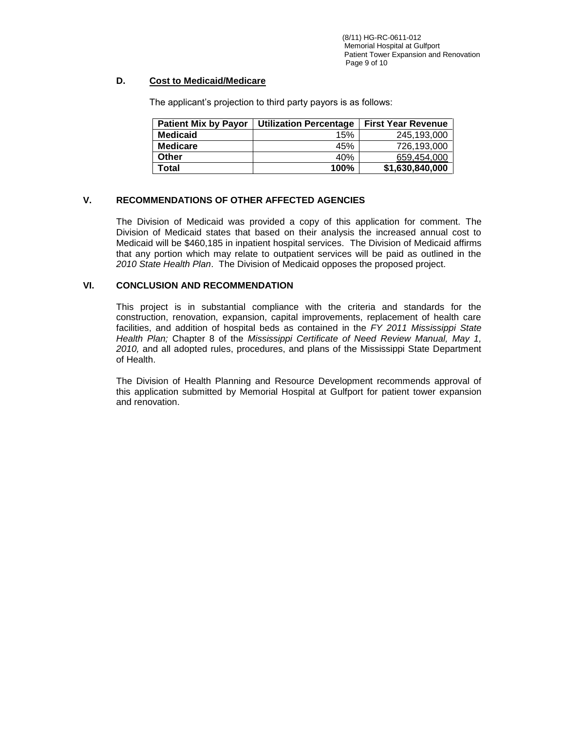### D. Cost to Medicaid/Medicare

The applicant's projection to third party payors is as follows:

| Patient Mix by Payor | Utilization Percentage | First Year Revenue |
|---|---|---|
| **Medicaid** | 15% | 245,193,000 |
| **Medicare** | 45% | 726,193,000 |
| **Other** | 40% | 659,454,000 |
| **Total** | **100%** | **$1,630,840,000** |

## V. RECOMMENDATIONS OF OTHER AFFECTED AGENCIES

The Division of Medicaid was provided a copy of this application for comment. The Division of Medicaid states that based on their analysis the increased annual cost to Medicaid will be $460,185 in inpatient hospital services. The Division of Medicaid affirms that any portion which may relate to outpatient services will be paid as outlined in the *2010 State Health Plan*. The Division of Medicaid opposes the proposed project.

## VI. CONCLUSION AND RECOMMENDATION

This project is in substantial compliance with the criteria and standards for the construction, renovation, expansion, capital improvements, replacement of health care facilities, and addition of hospital beds as contained in the *FY 2011 Mississippi State Health Plan;* Chapter 8 of the *Mississippi Certificate of Need Review Manual, May 1, 2010,* and all adopted rules, procedures, and plans of the Mississippi State Department of Health.

The Division of Health Planning and Resource Development recommends approval of this application submitted by Memorial Hospital at Gulfport for patient tower expansion and renovation.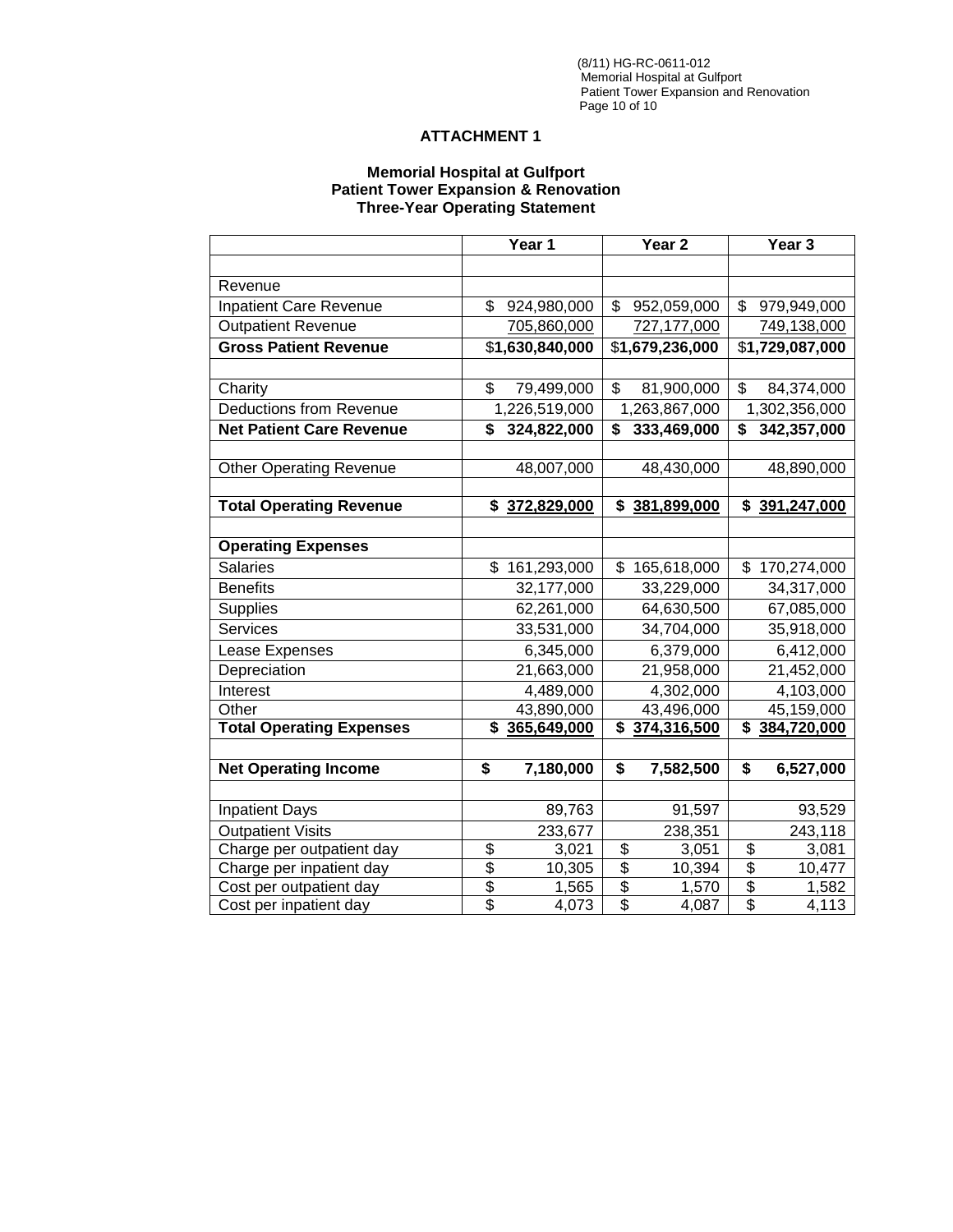**ATTACHMENT 1**

**Memorial Hospital at Gulfport**
**Patient Tower Expansion & Renovation**
**Three-Year Operating Statement**

| | Year 1 | Year 2 | Year 3 |
|---|---|---|---|
| | | | |
| Revenue | | | |
| Inpatient Care Revenue | $ 924,980,000 | $ 952,059,000 | $ 979,949,000 |
| Outpatient Revenue | 705,860,000 | 727,177,000 | 749,138,000 |
| **Gross Patient Revenue** | $**1,630,840,000** | $**1,679,236,000** | $**1,729,087,000** |
| | | | |
| Charity | $ 79,499,000 | $ 81,900,000 | $ 84,374,000 |
| Deductions from Revenue | 1,226,519,000 | 1,263,867,000 | 1,302,356,000 |
| **Net Patient Care Revenue** | **$ 324,822,000** | **$ 333,469,000** | **$ 342,357,000** |
| | | | |
| Other Operating Revenue | 48,007,000 | 48,430,000 | 48,890,000 |
| | | | |
| **Total Operating Revenue** | **$ 372,829,000** | **$ 381,899,000** | **$ 391,247,000** |
| | | | |
| **Operating Expenses** | | | |
| Salaries | $ 161,293,000 | $ 165,618,000 | $ 170,274,000 |
| Benefits | 32,177,000 | 33,229,000 | 34,317,000 |
| Supplies | 62,261,000 | 64,630,500 | 67,085,000 |
| Services | 33,531,000 | 34,704,000 | 35,918,000 |
| Lease Expenses | 6,345,000 | 6,379,000 | 6,412,000 |
| Depreciation | 21,663,000 | 21,958,000 | 21,452,000 |
| Interest | 4,489,000 | 4,302,000 | 4,103,000 |
| Other | 43,890,000 | 43,496,000 | 45,159,000 |
| **Total Operating Expenses** | **$ 365,649,000** | **$ 374,316,500** | **$ 384,720,000** |
| | | | |
| **Net Operating Income** | **$ 7,180,000** | **$ 7,582,500** | **$ 6,527,000** |
| | | | |
| Inpatient Days | 89,763 | 91,597 | 93,529 |
| Outpatient Visits | 233,677 | 238,351 | 243,118 |
| Charge per outpatient day | $ 3,021 | $ 3,051 | $ 3,081 |
| Charge per inpatient day | $ 10,305 | $ 10,394 | $ 10,477 |
| Cost per outpatient day | $ 1,565 | $ 1,570 | $ 1,582 |
| Cost per inpatient day | $ 4,073 | $ 4,087 | $ 4,113 |